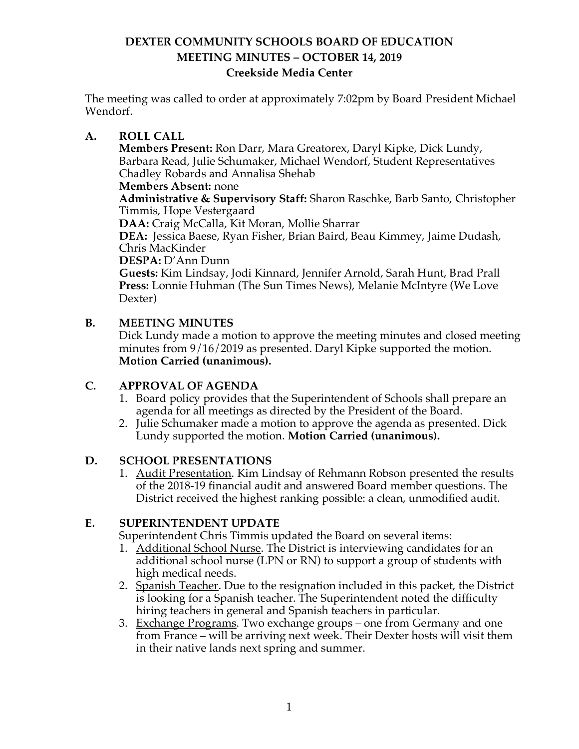# DEXTER COMMUNITY SCHOOLS BOARD OF EDUCATION
## MEETING MINUTES – OCTOBER 14, 2019
### Creekside Media Center

The meeting was called to order at approximately 7:02pm by Board President Michael Wendorf.

**A. ROLL CALL**

**Members Present:** Ron Darr, Mara Greatorex, Daryl Kipke, Dick Lundy, Barbara Read, Julie Schumaker, Michael Wendorf, Student Representatives Chadley Robards and Annalisa Shehab
**Members Absent:** none
**Administrative & Supervisory Staff:** Sharon Raschke, Barb Santo, Christopher Timmis, Hope Vestergaard
**DAA:** Craig McCalla, Kit Moran, Mollie Sharrar
**DEA:** Jessica Baese, Ryan Fisher, Brian Baird, Beau Kimmey, Jaime Dudash, Chris MacKinder
**DESPA:** D'Ann Dunn
**Guests:** Kim Lindsay, Jodi Kinnard, Jennifer Arnold, Sarah Hunt, Brad Prall
**Press:** Lonnie Huhman (The Sun Times News), Melanie McIntyre (We Love Dexter)

**B. MEETING MINUTES**

Dick Lundy made a motion to approve the meeting minutes and closed meeting minutes from 9/16/2019 as presented. Daryl Kipke supported the motion. **Motion Carried (unanimous).**

**C. APPROVAL OF AGENDA**

1. Board policy provides that the Superintendent of Schools shall prepare an agenda for all meetings as directed by the President of the Board.
2. Julie Schumaker made a motion to approve the agenda as presented. Dick Lundy supported the motion. **Motion Carried (unanimous).**

**D. SCHOOL PRESENTATIONS**

1. Audit Presentation. Kim Lindsay of Rehmann Robson presented the results of the 2018-19 financial audit and answered Board member questions. The District received the highest ranking possible: a clean, unmodified audit.

**E. SUPERINTENDENT UPDATE**

Superintendent Chris Timmis updated the Board on several items:

1. Additional School Nurse. The District is interviewing candidates for an additional school nurse (LPN or RN) to support a group of students with high medical needs.
2. Spanish Teacher. Due to the resignation included in this packet, the District is looking for a Spanish teacher. The Superintendent noted the difficulty hiring teachers in general and Spanish teachers in particular.
3. Exchange Programs. Two exchange groups – one from Germany and one from France – will be arriving next week. Their Dexter hosts will visit them in their native lands next spring and summer.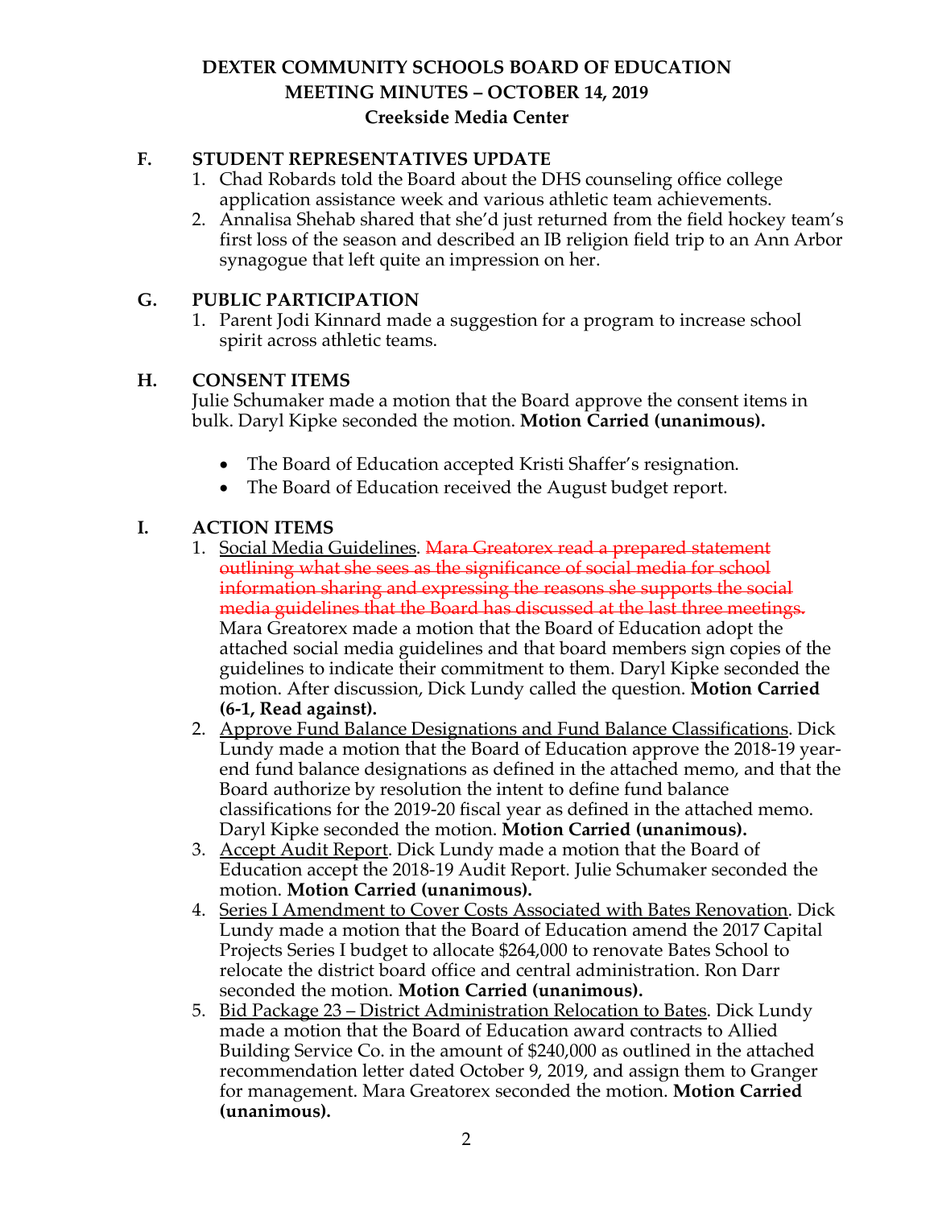# DEXTER COMMUNITY SCHOOLS BOARD OF EDUCATION
## MEETING MINUTES – OCTOBER 14, 2019
### Creekside Media Center

**F. STUDENT REPRESENTATIVES UPDATE**

1. Chad Robards told the Board about the DHS counseling office college application assistance week and various athletic team achievements.
2. Annalisa Shehab shared that she'd just returned from the field hockey team's first loss of the season and described an IB religion field trip to an Ann Arbor synagogue that left quite an impression on her.

**G. PUBLIC PARTICIPATION**

1. Parent Jodi Kinnard made a suggestion for a program to increase school spirit across athletic teams.

**H. CONSENT ITEMS**

Julie Schumaker made a motion that the Board approve the consent items in bulk. Daryl Kipke seconded the motion. **Motion Carried (unanimous).**

- The Board of Education accepted Kristi Shaffer's resignation.
- The Board of Education received the August budget report.

**I. ACTION ITEMS**

1. Social Media Guidelines. ~~Mara Greatorex read a prepared statement outlining what she sees as the significance of social media for school information sharing and expressing the reasons she supports the social media guidelines that the Board has discussed at the last three meetings.~~ Mara Greatorex made a motion that the Board of Education adopt the attached social media guidelines and that board members sign copies of the guidelines to indicate their commitment to them. Daryl Kipke seconded the motion. After discussion, Dick Lundy called the question. **Motion Carried (6-1, Read against).**
2. Approve Fund Balance Designations and Fund Balance Classifications. Dick Lundy made a motion that the Board of Education approve the 2018-19 year-end fund balance designations as defined in the attached memo, and that the Board authorize by resolution the intent to define fund balance classifications for the 2019-20 fiscal year as defined in the attached memo. Daryl Kipke seconded the motion. **Motion Carried (unanimous).**
3. Accept Audit Report. Dick Lundy made a motion that the Board of Education accept the 2018-19 Audit Report. Julie Schumaker seconded the motion. **Motion Carried (unanimous).**
4. Series I Amendment to Cover Costs Associated with Bates Renovation. Dick Lundy made a motion that the Board of Education amend the 2017 Capital Projects Series I budget to allocate $264,000 to renovate Bates School to relocate the district board office and central administration. Ron Darr seconded the motion. **Motion Carried (unanimous).**
5. Bid Package 23 – District Administration Relocation to Bates. Dick Lundy made a motion that the Board of Education award contracts to Allied Building Service Co. in the amount of $240,000 as outlined in the attached recommendation letter dated October 9, 2019, and assign them to Granger for management. Mara Greatorex seconded the motion. **Motion Carried (unanimous).**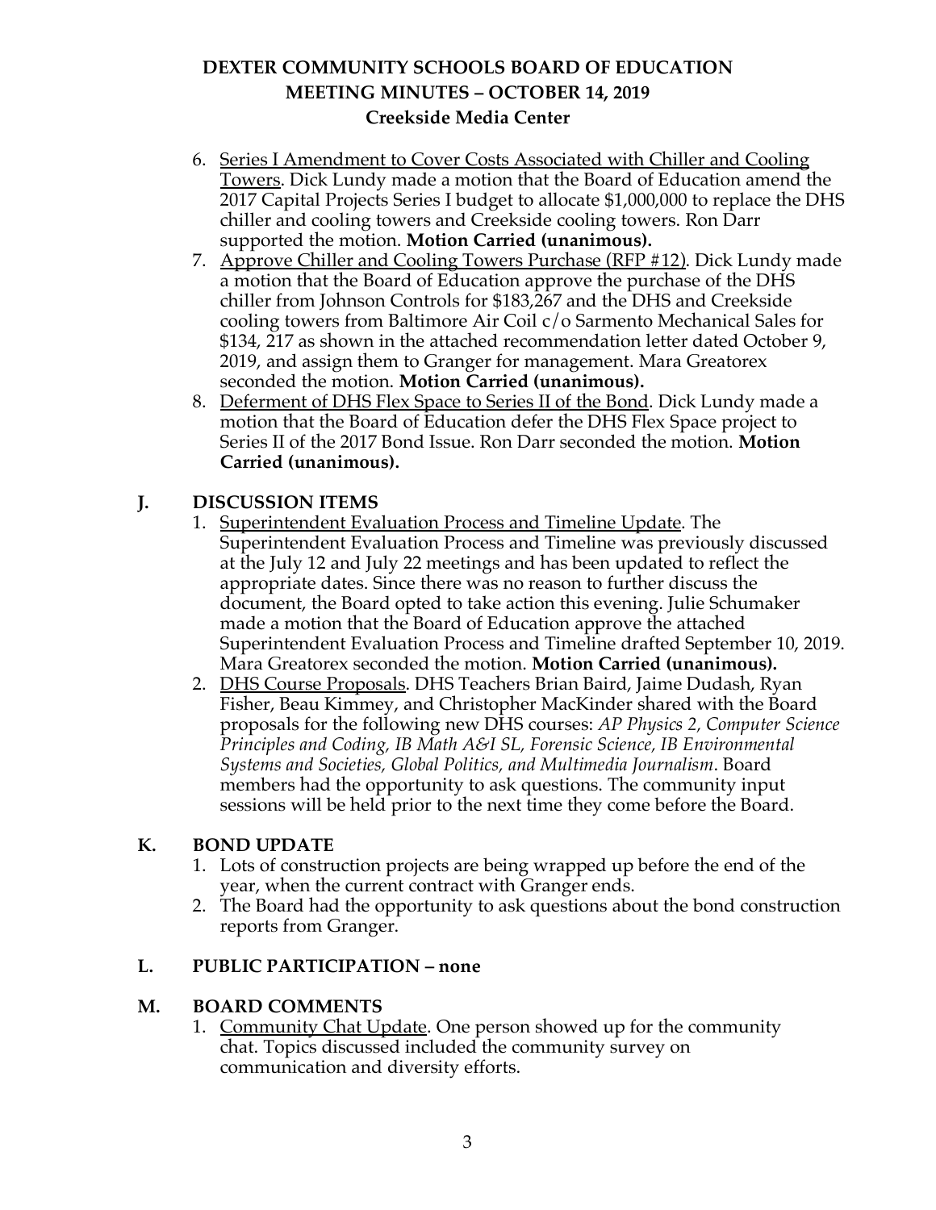# DEXTER COMMUNITY SCHOOLS BOARD OF EDUCATION
## MEETING MINUTES – OCTOBER 14, 2019
### Creekside Media Center

6. Series I Amendment to Cover Costs Associated with Chiller and Cooling Towers. Dick Lundy made a motion that the Board of Education amend the 2017 Capital Projects Series I budget to allocate $1,000,000 to replace the DHS chiller and cooling towers and Creekside cooling towers. Ron Darr supported the motion. **Motion Carried (unanimous).**
7. Approve Chiller and Cooling Towers Purchase (RFP #12). Dick Lundy made a motion that the Board of Education approve the purchase of the DHS chiller from Johnson Controls for $183,267 and the DHS and Creekside cooling towers from Baltimore Air Coil c/o Sarmento Mechanical Sales for $134, 217 as shown in the attached recommendation letter dated October 9, 2019, and assign them to Granger for management. Mara Greatorex seconded the motion. **Motion Carried (unanimous).**
8. Deferment of DHS Flex Space to Series II of the Bond. Dick Lundy made a motion that the Board of Education defer the DHS Flex Space project to Series II of the 2017 Bond Issue. Ron Darr seconded the motion. **Motion Carried (unanimous).**

## J. DISCUSSION ITEMS

1. Superintendent Evaluation Process and Timeline Update. The Superintendent Evaluation Process and Timeline was previously discussed at the July 12 and July 22 meetings and has been updated to reflect the appropriate dates. Since there was no reason to further discuss the document, the Board opted to take action this evening. Julie Schumaker made a motion that the Board of Education approve the attached Superintendent Evaluation Process and Timeline drafted September 10, 2019. Mara Greatorex seconded the motion. **Motion Carried (unanimous).**
2. DHS Course Proposals. DHS Teachers Brian Baird, Jaime Dudash, Ryan Fisher, Beau Kimmey, and Christopher MacKinder shared with the Board proposals for the following new DHS courses: *AP Physics 2, Computer Science Principles and Coding, IB Math A&I SL, Forensic Science, IB Environmental Systems and Societies, Global Politics, and Multimedia Journalism*. Board members had the opportunity to ask questions. The community input sessions will be held prior to the next time they come before the Board.

## K. BOND UPDATE

1. Lots of construction projects are being wrapped up before the end of the year, when the current contract with Granger ends.
2. The Board had the opportunity to ask questions about the bond construction reports from Granger.

## L. PUBLIC PARTICIPATION – none

## M. BOARD COMMENTS

1. Community Chat Update. One person showed up for the community chat. Topics discussed included the community survey on communication and diversity efforts.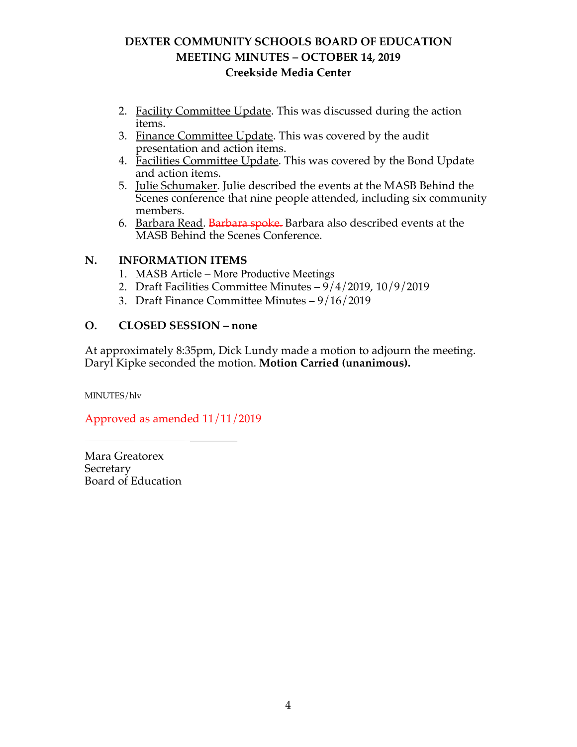# DEXTER COMMUNITY SCHOOLS BOARD OF EDUCATION
## MEETING MINUTES – OCTOBER 14, 2019
### Creekside Media Center

2. Facility Committee Update. This was discussed during the action items.
3. Finance Committee Update. This was covered by the audit presentation and action items.
4. Facilities Committee Update. This was covered by the Bond Update and action items.
5. Julie Schumaker. Julie described the events at the MASB Behind the Scenes conference that nine people attended, including six community members.
6. Barbara Read. ~~Barbara spoke.~~ Barbara also described events at the MASB Behind the Scenes Conference.

**N. INFORMATION ITEMS**

1. MASB Article – More Productive Meetings
2. Draft Facilities Committee Minutes – 9/4/2019, 10/9/2019
3. Draft Finance Committee Minutes – 9/16/2019

**O. CLOSED SESSION – none**

At approximately 8:35pm, Dick Lundy made a motion to adjourn the meeting. Daryl Kipke seconded the motion. **Motion Carried (unanimous).**

MINUTES/hlv

Approved as amended 11/11/2019

Mara Greatorex
Secretary
Board of Education